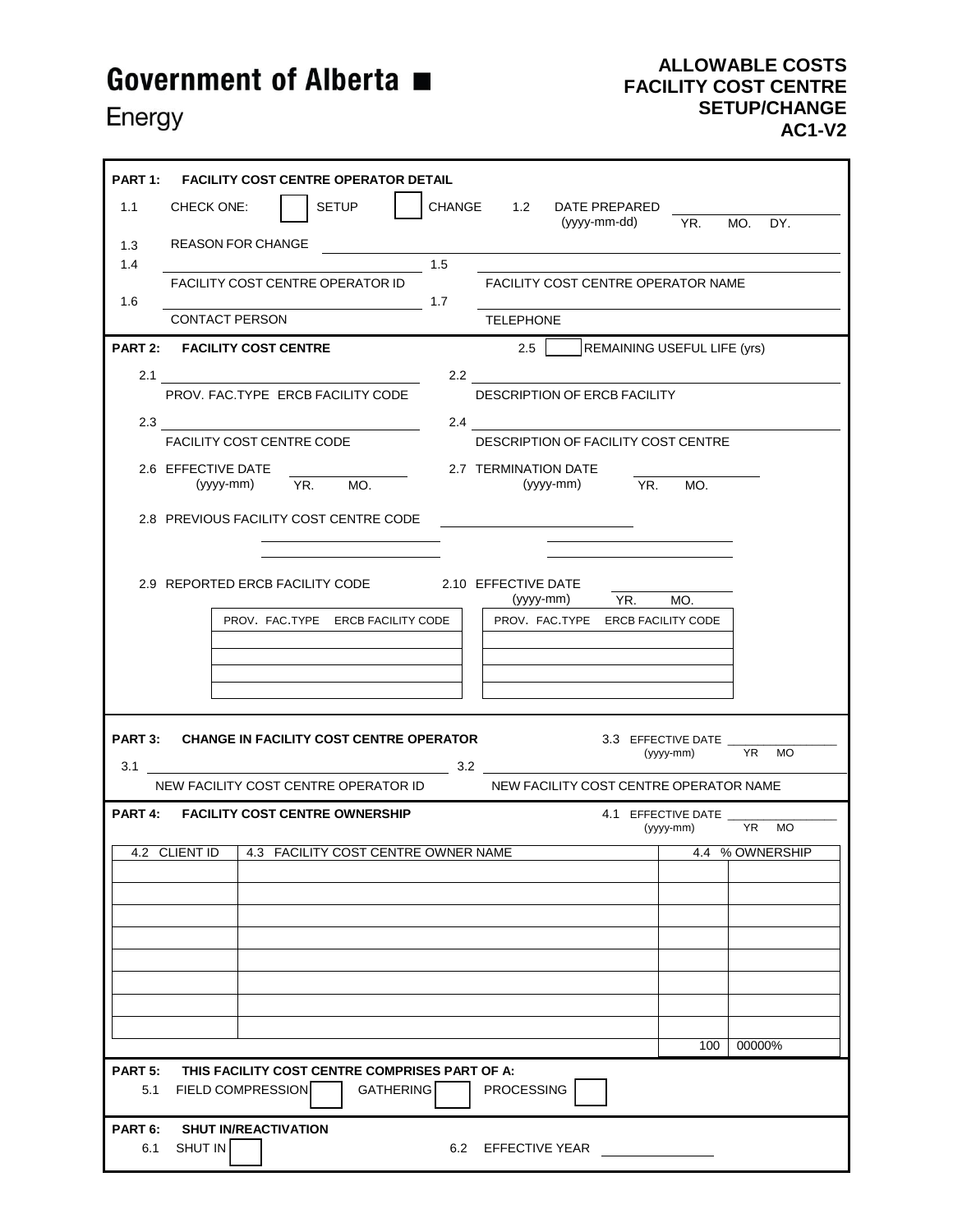# Government of Alberta ■

Energy

**ALLOWABLE COSTS**
**FACILITY COST CENTRE**
**SETUP/CHANGE**
**AC1-V2**

## PART 1: FACILITY COST CENTRE OPERATOR DETAIL

1.1 CHECK ONE: ☐ SETUP ☐ CHANGE

1.2 DATE PREPARED (yyyy-mm-dd) ________ YR. MO. DY.

1.3 REASON FOR CHANGE ________

1.4 ________ FACILITY COST CENTRE OPERATOR ID

1.5 ________ FACILITY COST CENTRE OPERATOR NAME

1.6 ________ CONTACT PERSON

1.7 ________ TELEPHONE

## PART 2: FACILITY COST CENTRE

2.5 ☐ REMAINING USEFUL LIFE (yrs)

2.1 ________ PROV. FAC.TYPE ERCB FACILITY CODE

2.2 ________ DESCRIPTION OF ERCB FACILITY

2.3 ________ FACILITY COST CENTRE CODE

2.4 ________ DESCRIPTION OF FACILITY COST CENTRE

2.6 EFFECTIVE DATE (yyyy-mm) ________ YR. MO.

2.7 TERMINATION DATE (yyyy-mm) ________ YR. MO.

2.8 PREVIOUS FACILITY COST CENTRE CODE ________

2.9 REPORTED ERCB FACILITY CODE

2.10 EFFECTIVE DATE (yyyy-mm) ________ YR. MO.

| PROV. FAC.TYPE ERCB FACILITY CODE |
|---|
| |
| |
| |
| |

| PROV. FAC.TYPE ERCB FACILITY CODE |
|---|
| |
| |
| |
| |

## PART 3: CHANGE IN FACILITY COST CENTRE OPERATOR

3.3 EFFECTIVE DATE (yyyy-mm) ________ YR MO

3.1 ________ NEW FACILITY COST CENTRE OPERATOR ID

3.2 ________ NEW FACILITY COST CENTRE OPERATOR NAME

## PART 4: FACILITY COST CENTRE OWNERSHIP

4.1 EFFECTIVE DATE (yyyy-mm) ________ YR MO

| 4.2 CLIENT ID | 4.3 FACILITY COST CENTRE OWNER NAME | 4.4 % OWNERSHIP | |
|---|---|---|---|
| | | | |
| | | | |
| | | | |
| | | | |
| | | | |
| | | | |
| | | | |
| | | | |
| | | 100 | 00000% |

## PART 5: THIS FACILITY COST CENTRE COMPRISES PART OF A:

5.1 FIELD COMPRESSION ☐ GATHERING ☐ PROCESSING ☐

## PART 6: SHUT IN/REACTIVATION

6.1 SHUT IN ☐

6.2 EFFECTIVE YEAR ________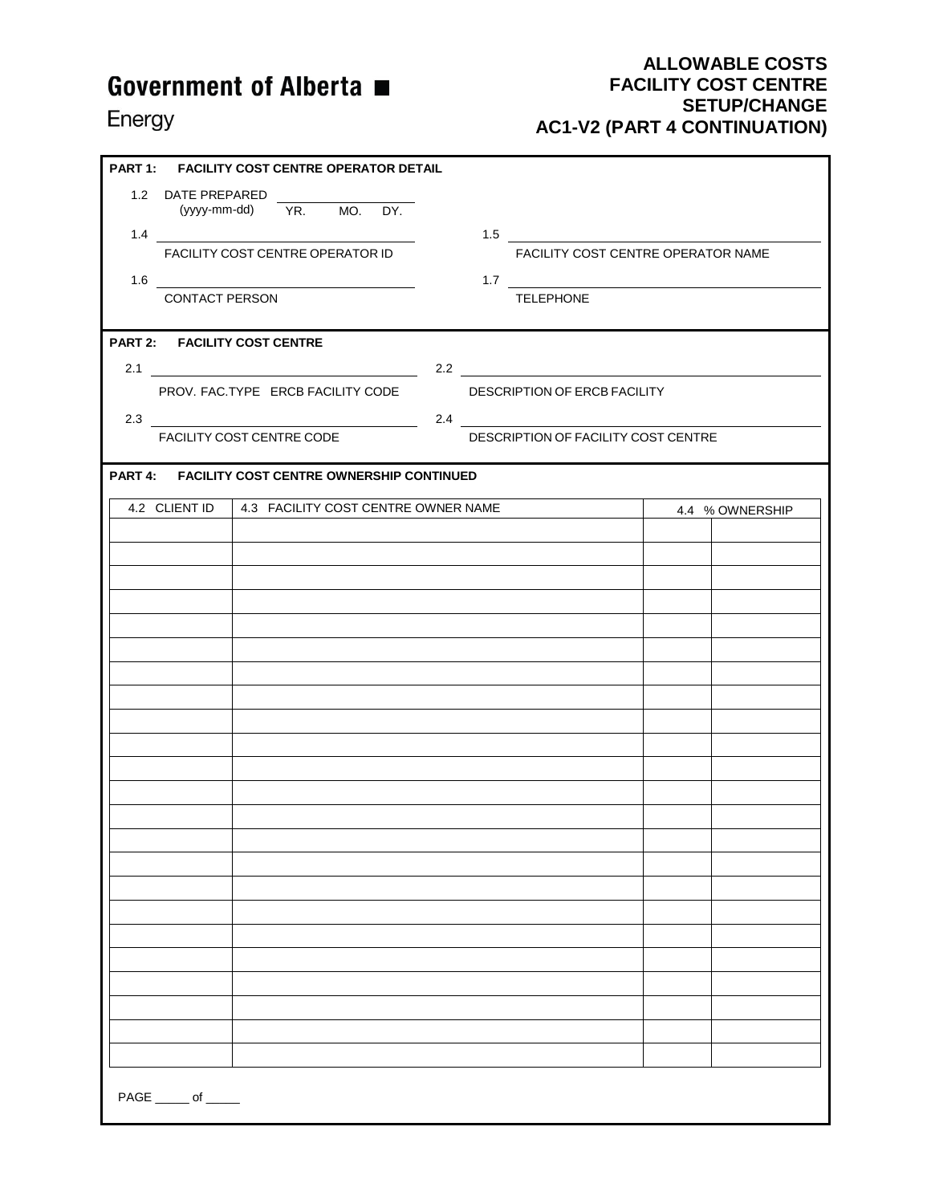**Government of Alberta ■**

Energy

# ALLOWABLE COSTS FACILITY COST CENTRE SETUP/CHANGE AC1-V2 (PART 4 CONTINUATION)

## PART 1: FACILITY COST CENTRE OPERATOR DETAIL

1.2 DATE PREPARED (yyyy-mm-dd) ______ YR. MO. DY.

1.4 ____________________ FACILITY COST CENTRE OPERATOR ID

1.5 ____________________ FACILITY COST CENTRE OPERATOR NAME

1.6 ____________________ CONTACT PERSON

1.7 ____________________ TELEPHONE

## PART 2: FACILITY COST CENTRE

2.1 ____________________ PROV. FAC.TYPE ERCB FACILITY CODE

2.2 ____________________ DESCRIPTION OF ERCB FACILITY

2.3 ____________________ FACILITY COST CENTRE CODE

2.4 ____________________ DESCRIPTION OF FACILITY COST CENTRE

## PART 4: FACILITY COST CENTRE OWNERSHIP CONTINUED

| 4.2 CLIENT ID | 4.3 FACILITY COST CENTRE OWNER NAME | 4.4 % OWNERSHIP | |
|---|---|---|---|
| | | | |
| | | | |
| | | | |
| | | | |
| | | | |
| | | | |
| | | | |
| | | | |
| | | | |
| | | | |
| | | | |
| | | | |
| | | | |
| | | | |
| | | | |
| | | | |
| | | | |
| | | | |
| | | | |
| | | | |
| | | | |
| | | | |
| | | | |

PAGE _____ of _____